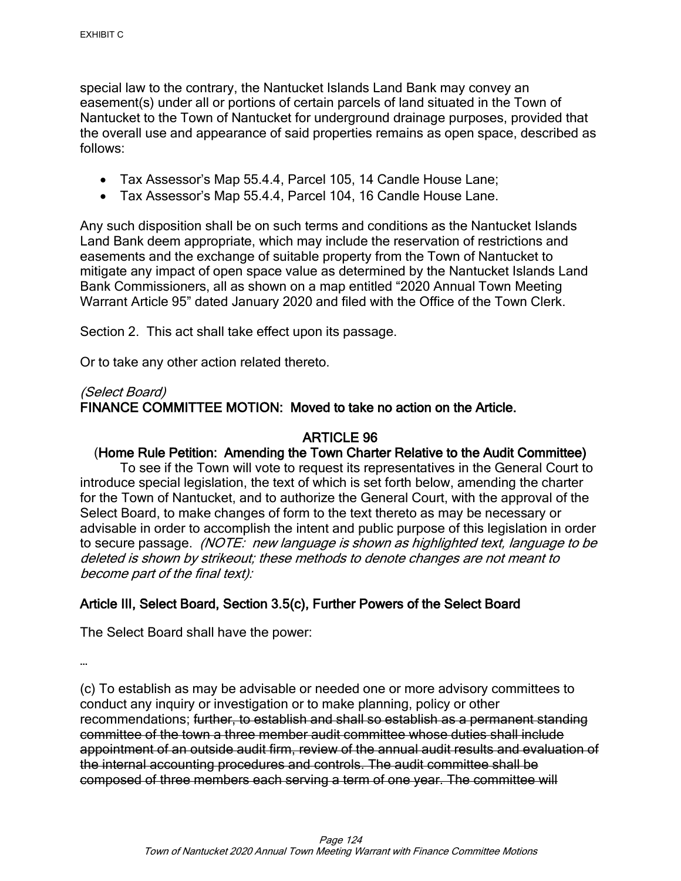special law to the contrary, the Nantucket Islands Land Bank may convey an easement(s) under all or portions of certain parcels of land situated in the Town of Nantucket to the Town of Nantucket for underground drainage purposes, provided that the overall use and appearance of said properties remains as open space, described as follows:

- Tax Assessor's Map 55.4.4, Parcel 105, 14 Candle House Lane;
- Tax Assessor's Map 55.4.4, Parcel 104, 16 Candle House Lane.

Any such disposition shall be on such terms and conditions as the Nantucket Islands Land Bank deem appropriate, which may include the reservation of restrictions and easements and the exchange of suitable property from the Town of Nantucket to mitigate any impact of open space value as determined by the Nantucket Islands Land Bank Commissioners, all as shown on a map entitled "2020 Annual Town Meeting Warrant Article 95" dated January 2020 and filed with the Office of the Town Clerk.

Section 2. This act shall take effect upon its passage.

Or to take any other action related thereto.

*(Select Board)*
**FINANCE COMMITTEE MOTION: Moved to take no action on the Article.**

## ARTICLE 96

### (Home Rule Petition: Amending the Town Charter Relative to the Audit Committee)

To see if the Town will vote to request its representatives in the General Court to introduce special legislation, the text of which is set forth below, amending the charter for the Town of Nantucket, and to authorize the General Court, with the approval of the Select Board, to make changes of form to the text thereto as may be necessary or advisable in order to accomplish the intent and public purpose of this legislation in order to secure passage. *(NOTE: new language is shown as highlighted text, language to be deleted is shown by strikeout; these methods to denote changes are not meant to become part of the final text):*

**Article III, Select Board, Section 3.5(c), Further Powers of the Select Board**

The Select Board shall have the power:

…

(c) To establish as may be advisable or needed one or more advisory committees to conduct any inquiry or investigation or to make planning, policy or other recommendations; ~~further, to establish and shall so establish as a permanent standing committee of the town a three member audit committee whose duties shall include appointment of an outside audit firm, review of the annual audit results and evaluation of the internal accounting procedures and controls. The audit committee shall be composed of three members each serving a term of one year. The committee will~~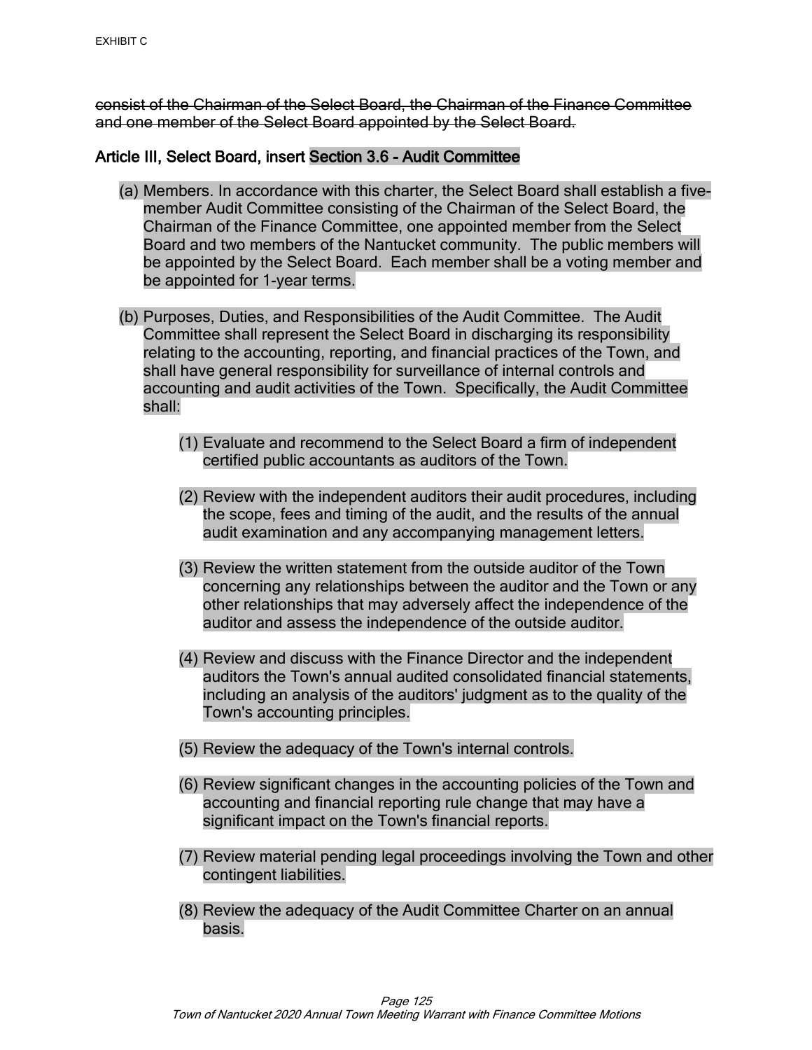EXHIBIT C

~~consist of the Chairman of the Select Board, the Chairman of the Finance Committee and one member of the Select Board appointed by the Select Board.~~

**Article III, Select Board, insert Section 3.6 - Audit Committee**

(a) Members. In accordance with this charter, the Select Board shall establish a five-member Audit Committee consisting of the Chairman of the Select Board, the Chairman of the Finance Committee, one appointed member from the Select Board and two members of the Nantucket community. The public members will be appointed by the Select Board. Each member shall be a voting member and be appointed for 1-year terms.

(b) Purposes, Duties, and Responsibilities of the Audit Committee. The Audit Committee shall represent the Select Board in discharging its responsibility relating to the accounting, reporting, and financial practices of the Town, and shall have general responsibility for surveillance of internal controls and accounting and audit activities of the Town. Specifically, the Audit Committee shall:

(1) Evaluate and recommend to the Select Board a firm of independent certified public accountants as auditors of the Town.

(2) Review with the independent auditors their audit procedures, including the scope, fees and timing of the audit, and the results of the annual audit examination and any accompanying management letters.

(3) Review the written statement from the outside auditor of the Town concerning any relationships between the auditor and the Town or any other relationships that may adversely affect the independence of the auditor and assess the independence of the outside auditor.

(4) Review and discuss with the Finance Director and the independent auditors the Town's annual audited consolidated financial statements, including an analysis of the auditors' judgment as to the quality of the Town's accounting principles.

(5) Review the adequacy of the Town's internal controls.

(6) Review significant changes in the accounting policies of the Town and accounting and financial reporting rule change that may have a significant impact on the Town's financial reports.

(7) Review material pending legal proceedings involving the Town and other contingent liabilities.

(8) Review the adequacy of the Audit Committee Charter on an annual basis.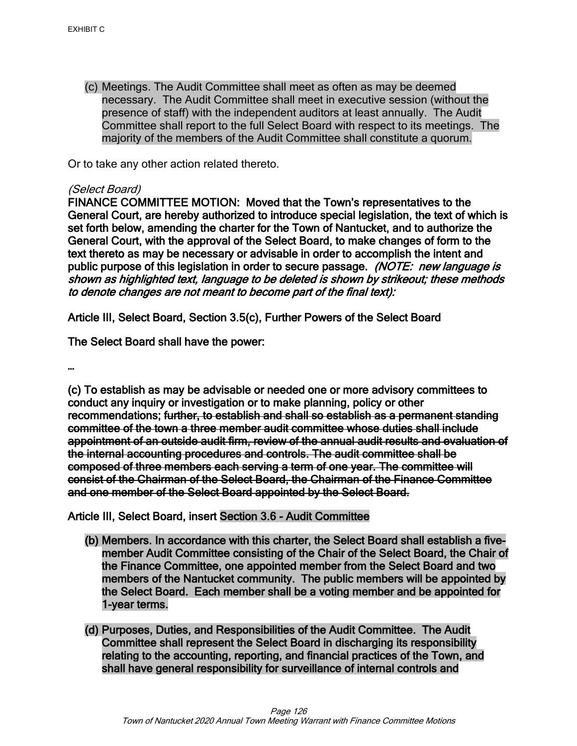EXHIBIT C

(c) Meetings. The Audit Committee shall meet as often as may be deemed necessary. The Audit Committee shall meet in executive session (without the presence of staff) with the independent auditors at least annually. The Audit Committee shall report to the full Select Board with respect to its meetings. The majority of the members of the Audit Committee shall constitute a quorum.

Or to take any other action related thereto.

*(Select Board)*

**FINANCE COMMITTEE MOTION: Moved that the Town's representatives to the General Court, are hereby authorized to introduce special legislation, the text of which is set forth below, amending the charter for the Town of Nantucket, and to authorize the General Court, with the approval of the Select Board, to make changes of form to the text thereto as may be necessary or advisable in order to accomplish the intent and public purpose of this legislation in order to secure passage.** ***(NOTE: new language is shown as highlighted text, language to be deleted is shown by strikeout; these methods to denote changes are not meant to become part of the final text):***

**Article III, Select Board, Section 3.5(c), Further Powers of the Select Board**

**The Select Board shall have the power:**

**…**

**(c) To establish as may be advisable or needed one or more advisory committees to conduct any inquiry or investigation or to make planning, policy or other recommendations; ~~further, to establish and shall so establish as a permanent standing committee of the town a three member audit committee whose duties shall include appointment of an outside audit firm, review of the annual audit results and evaluation of the internal accounting procedures and controls. The audit committee shall be composed of three members each serving a term of one year. The committee will consist of the Chairman of the Select Board, the Chairman of the Finance Committee and one member of the Select Board appointed by the Select Board.~~**

**Article III, Select Board, insert Section 3.6 - Audit Committee**

**(b) Members. In accordance with this charter, the Select Board shall establish a five-member Audit Committee consisting of the Chair of the Select Board, the Chair of the Finance Committee, one appointed member from the Select Board and two members of the Nantucket community. The public members will be appointed by the Select Board. Each member shall be a voting member and be appointed for 1-year terms.**

**(d) Purposes, Duties, and Responsibilities of the Audit Committee. The Audit Committee shall represent the Select Board in discharging its responsibility relating to the accounting, reporting, and financial practices of the Town, and shall have general responsibility for surveillance of internal controls and**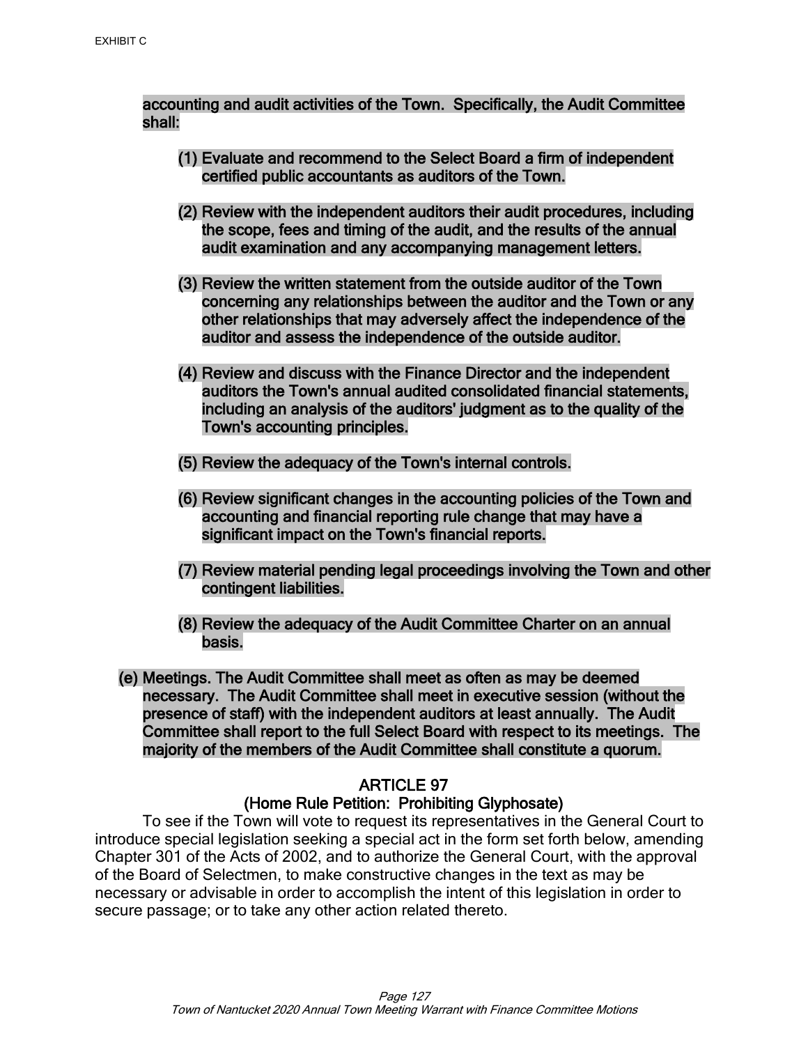accounting and audit activities of the Town. Specifically, the Audit Committee shall:

(1) Evaluate and recommend to the Select Board a firm of independent certified public accountants as auditors of the Town.

(2) Review with the independent auditors their audit procedures, including the scope, fees and timing of the audit, and the results of the annual audit examination and any accompanying management letters.

(3) Review the written statement from the outside auditor of the Town concerning any relationships between the auditor and the Town or any other relationships that may adversely affect the independence of the auditor and assess the independence of the outside auditor.

(4) Review and discuss with the Finance Director and the independent auditors the Town's annual audited consolidated financial statements, including an analysis of the auditors' judgment as to the quality of the Town's accounting principles.

(5) Review the adequacy of the Town's internal controls.

(6) Review significant changes in the accounting policies of the Town and accounting and financial reporting rule change that may have a significant impact on the Town's financial reports.

(7) Review material pending legal proceedings involving the Town and other contingent liabilities.

(8) Review the adequacy of the Audit Committee Charter on an annual basis.

(e) Meetings. The Audit Committee shall meet as often as may be deemed necessary. The Audit Committee shall meet in executive session (without the presence of staff) with the independent auditors at least annually. The Audit Committee shall report to the full Select Board with respect to its meetings. The majority of the members of the Audit Committee shall constitute a quorum.

## ARTICLE 97
### (Home Rule Petition: Prohibiting Glyphosate)

To see if the Town will vote to request its representatives in the General Court to introduce special legislation seeking a special act in the form set forth below, amending Chapter 301 of the Acts of 2002, and to authorize the General Court, with the approval of the Board of Selectmen, to make constructive changes in the text as may be necessary or advisable in order to accomplish the intent of this legislation in order to secure passage; or to take any other action related thereto.